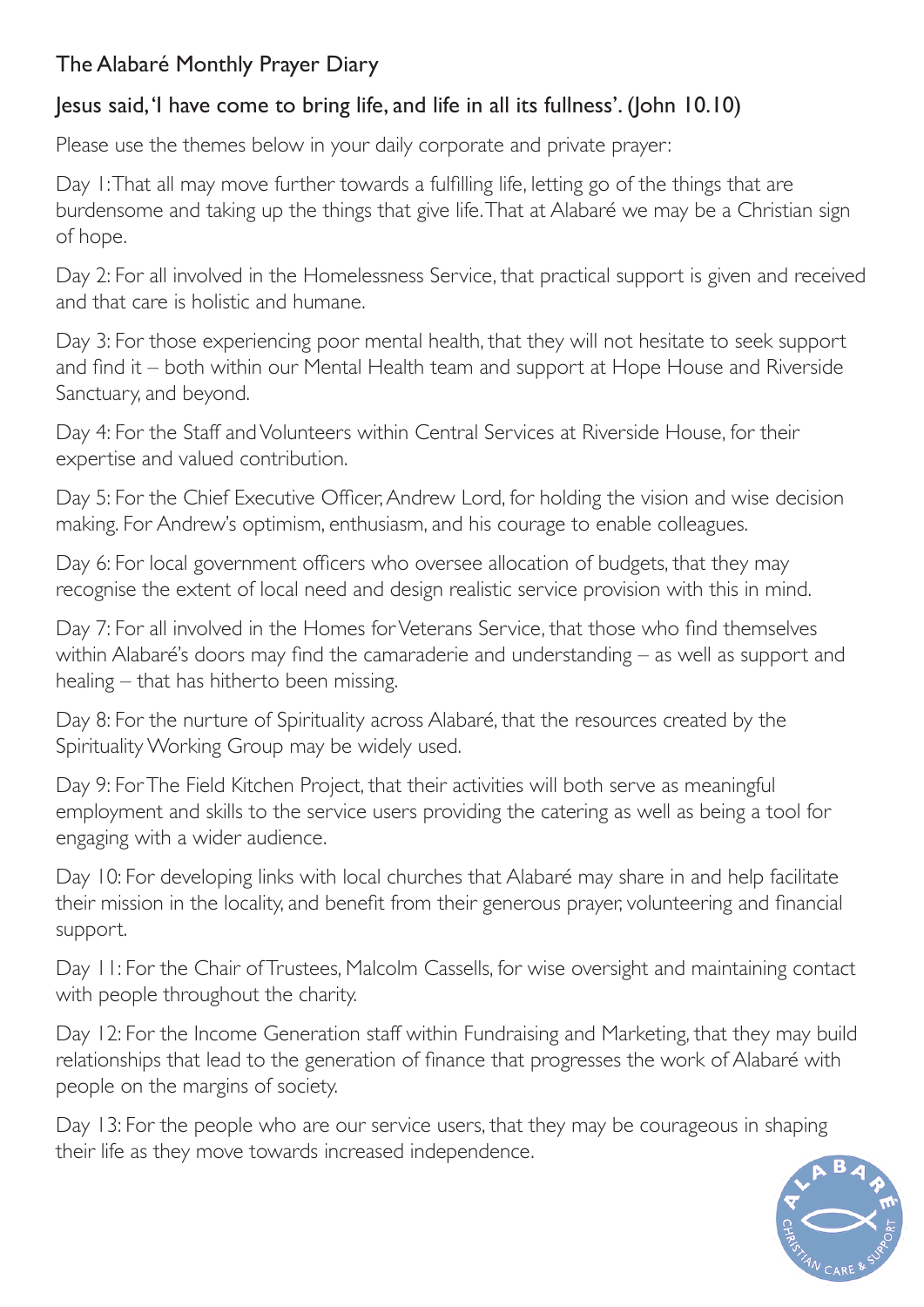## The Alabaré Monthly Prayer Diary

### Jesus said, 'I have come to bring life, and life in all its fullness'. (John 10.10)

Please use the themes below in your daily corporate and private prayer:

Day 1: That all may move further towards a fulfilling life, letting go of the things that are burdensome and taking up the things that give life. That at Alabaré we may be a Christian sign of hope.

Day 2: For all involved in the Homelessness Service, that practical support is given and received and that care is holistic and humane.

Day 3: For those experiencing poor mental health, that they will not hesitate to seek support and find it – both within our Mental Health team and support at Hope House and Riverside Sanctuary, and beyond.

Day 4: For the Staff and Volunteers within Central Services at Riverside House, for their expertise and valued contribution.

Day 5: For the Chief Executive Officer, Andrew Lord, for holding the vision and wise decision making. For Andrew's optimism, enthusiasm, and his courage to enable colleagues.

Day 6: For local government officers who oversee allocation of budgets, that they may recognise the extent of local need and design realistic service provision with this in mind.

Day 7: For all involved in the Homes for Veterans Service, that those who find themselves within Alabaré's doors may find the camaraderie and understanding – as well as support and healing – that has hitherto been missing.

Day 8: For the nurture of Spirituality across Alabaré, that the resources created by the Spirituality Working Group may be widely used.

Day 9: For The Field Kitchen Project, that their activities will both serve as meaningful employment and skills to the service users providing the catering as well as being a tool for engaging with a wider audience.

Day 10: For developing links with local churches that Alabaré may share in and help facilitate their mission in the locality, and benefit from their generous prayer, volunteering and financial support.

Day 11: For the Chair of Trustees, Malcolm Cassells, for wise oversight and maintaining contact with people throughout the charity.

Day 12: For the Income Generation staff within Fundraising and Marketing, that they may build relationships that lead to the generation of finance that progresses the work of Alabaré with people on the margins of society.

Day 13: For the people who are our service users, that they may be courageous in shaping their life as they move towards increased independence.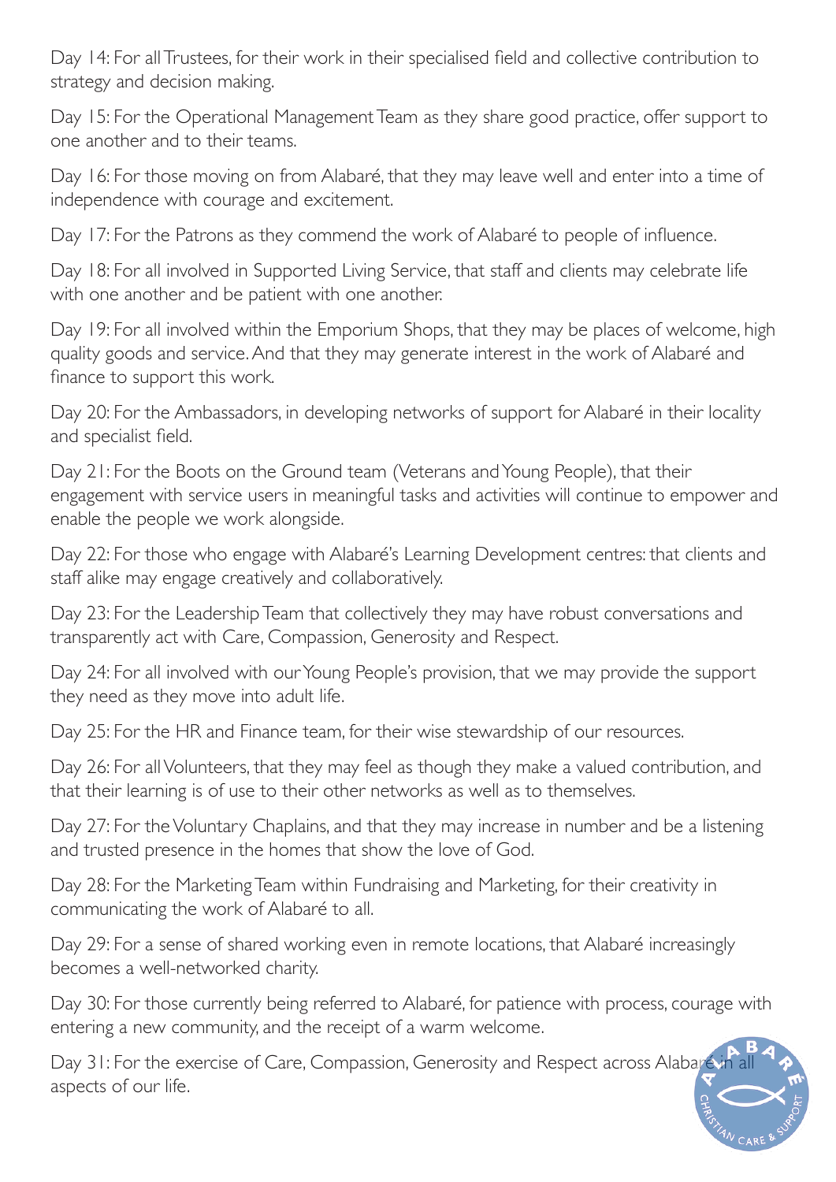Day 14: For all Trustees, for their work in their specialised field and collective contribution to strategy and decision making.

Day 15: For the Operational Management Team as they share good practice, offer support to one another and to their teams.

Day 16: For those moving on from Alabaré, that they may leave well and enter into a time of independence with courage and excitement.

Day 17: For the Patrons as they commend the work of Alabaré to people of influence.

Day 18: For all involved in Supported Living Service, that staff and clients may celebrate life with one another and be patient with one another.

Day 19: For all involved within the Emporium Shops, that they may be places of welcome, high quality goods and service. And that they may generate interest in the work of Alabaré and finance to support this work.

Day 20: For the Ambassadors, in developing networks of support for Alabaré in their locality and specialist field.

Day 21: For the Boots on the Ground team (Veterans and Young People), that their engagement with service users in meaningful tasks and activities will continue to empower and enable the people we work alongside.

Day 22: For those who engage with Alabaré's Learning Development centres: that clients and staff alike may engage creatively and collaboratively.

Day 23: For the Leadership Team that collectively they may have robust conversations and transparently act with Care, Compassion, Generosity and Respect.

Day 24: For all involved with our Young People's provision, that we may provide the support they need as they move into adult life.

Day 25: For the HR and Finance team, for their wise stewardship of our resources.

Day 26: For all Volunteers, that they may feel as though they make a valued contribution, and that their learning is of use to their other networks as well as to themselves.

Day 27: For the Voluntary Chaplains, and that they may increase in number and be a listening and trusted presence in the homes that show the love of God.

Day 28: For the Marketing Team within Fundraising and Marketing, for their creativity in communicating the work of Alabaré to all.

Day 29: For a sense of shared working even in remote locations, that Alabaré increasingly becomes a well-networked charity.

Day 30: For those currently being referred to Alabaré, for patience with process, courage with entering a new community, and the receipt of a warm welcome.

Day 31: For the exercise of Care, Compassion, Generosity and Respect across Alabaré in all aspects of our life.